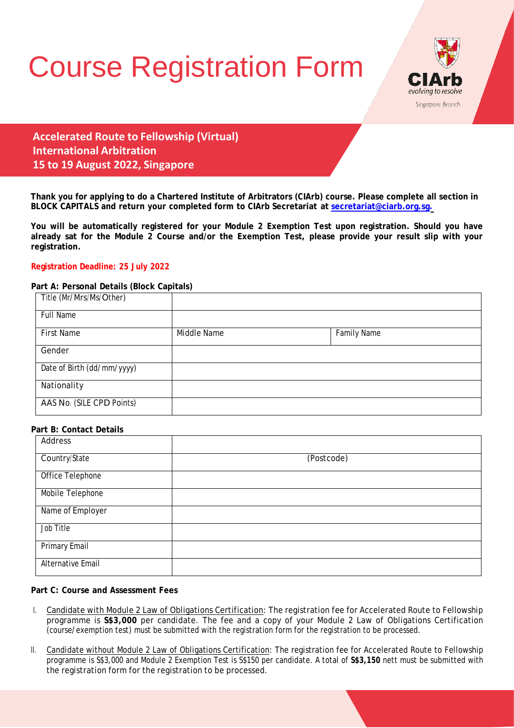# Course Registration Form

CIArb
evolving to resolve
Singapore Branch

## Accelerated Route to Fellowship (Virtual)
## International Arbitration
## 15 to 19 August 2022, Singapore

**Thank you for applying to do a Chartered Institute of Arbitrators (CIArb) course. Please complete all section in BLOCK CAPITALS and return your completed form to CIArb Secretariat at secretariat@ciarb.org.sg.**

**You will be automatically registered for your Module 2 Exemption Test upon registration. Should you have already sat for the Module 2 Course and/or the Exemption Test, please provide your result slip with your registration.**

**Registration Deadline: 25 July 2022**

**Part A: Personal Details (Block Capitals)**

| | | |
|---|---|---|
| Title (Mr/Mrs/Ms/Other) | | |
| Full Name | | |
| First Name | Middle Name | Family Name |
| Gender | | |
| Date of Birth (dd/mm/yyyy) | | |
| Nationality | | |
| AAS No. (SILE CPD Points) | | |

**Part B: Contact Details**

| | |
|---|---|
| Address | |
| Country/State | (Postcode) |
| Office Telephone | |
| Mobile Telephone | |
| Name of Employer | |
| Job Title | |
| Primary Email | |
| Alternative Email | |

**Part C: Course and Assessment Fees**

I. Candidate with Module 2 Law of Obligations Certification: The registration fee for Accelerated Route to Fellowship programme is **S$3,000** per candidate. The fee and a copy of your Module 2 Law of Obligations Certification (course/exemption test) must be submitted with the registration form for the registration to be processed.

II. Candidate without Module 2 Law of Obligations Certification: The registration fee for Accelerated Route to Fellowship programme is S$3,000 and Module 2 Exemption Test is S$150 per candidate. A total of **S$3,150** nett must be submitted with the registration form for the registration to be processed.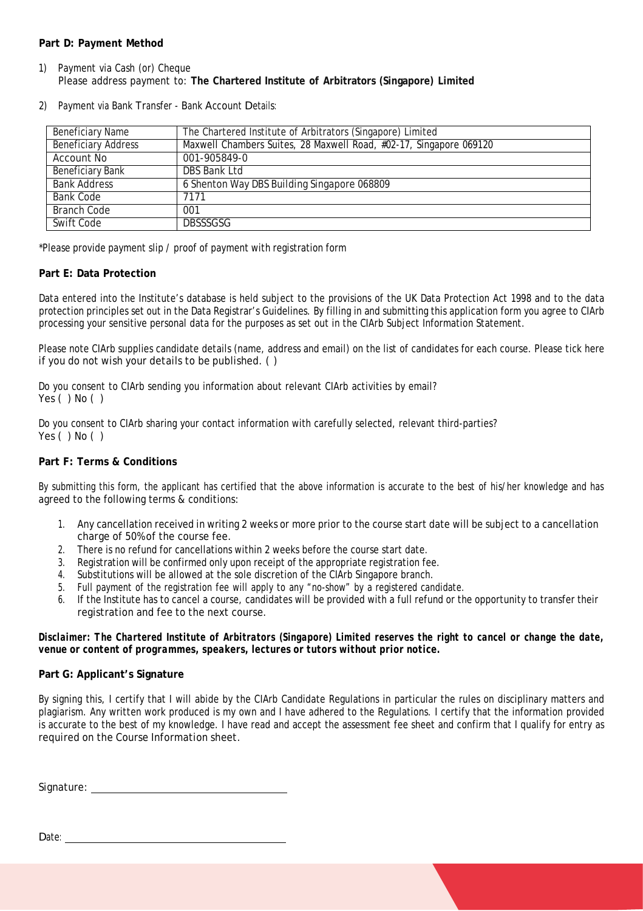**Part D: Payment Method**

1) Payment via Cash (or) Cheque
   Please address payment to: **The Chartered Institute of Arbitrators (Singapore) Limited**

2) Payment via Bank Transfer - Bank Account Details:

| | |
|---|---|
| Beneficiary Name | The Chartered Institute of Arbitrators (Singapore) Limited |
| Beneficiary Address | Maxwell Chambers Suites, 28 Maxwell Road, #02-17, Singapore 069120 |
| Account No | 001-905849-0 |
| Beneficiary Bank | DBS Bank Ltd |
| Bank Address | 6 Shenton Way DBS Building Singapore 068809 |
| Bank Code | 7171 |
| Branch Code | 001 |
| Swift Code | DBSSSGSG |

*Please provide payment slip / proof of payment with registration form

**Part E: Data Protection**

Data entered into the Institute's database is held subject to the provisions of the UK Data Protection Act 1998 and to the data protection principles set out in the Data Registrar's Guidelines. By filling in and submitting this application form you agree to CIArb processing your sensitive personal data for the purposes as set out in the CIArb Subject Information Statement.

Please note CIArb supplies candidate details (name, address and email) on the list of candidates for each course. Please tick here if you do not wish your details to be published. ( )

Do you consent to CIArb sending you information about relevant CIArb activities by email?
Yes ( ) No ( )

Do you consent to CIArb sharing your contact information with carefully selected, relevant third-parties?
Yes ( ) No ( )

**Part F: Terms & Conditions**

By submitting this form, the applicant has certified that the above information is accurate to the best of his/her knowledge and has agreed to the following terms & conditions:

1. Any cancellation received in writing 2 weeks or more prior to the course start date will be subject to a cancellation charge of 50% of the course fee.
2. There is no refund for cancellations within 2 weeks before the course start date.
3. Registration will be confirmed only upon receipt of the appropriate registration fee.
4. Substitutions will be allowed at the sole discretion of the CIArb Singapore branch.
5. Full payment of the registration fee will apply to any "no-show" by a registered candidate.
6. If the Institute has to cancel a course, candidates will be provided with a full refund or the opportunity to transfer their registration and fee to the next course.

***Disclaimer: The Chartered Institute of Arbitrators (Singapore) Limited reserves the right to cancel or change the date, venue or content of programmes, speakers, lectures or tutors without prior notice.***

**Part G: Applicant's Signature**

By signing this, I certify that I will abide by the CIArb Candidate Regulations in particular the rules on disciplinary matters and plagiarism. Any written work produced is my own and I have adhered to the Regulations. I certify that the information provided is accurate to the best of my knowledge. I have read and accept the assessment fee sheet and confirm that I qualify for entry as required on the Course Information sheet.

Signature: ______________________________

Date: ______________________________